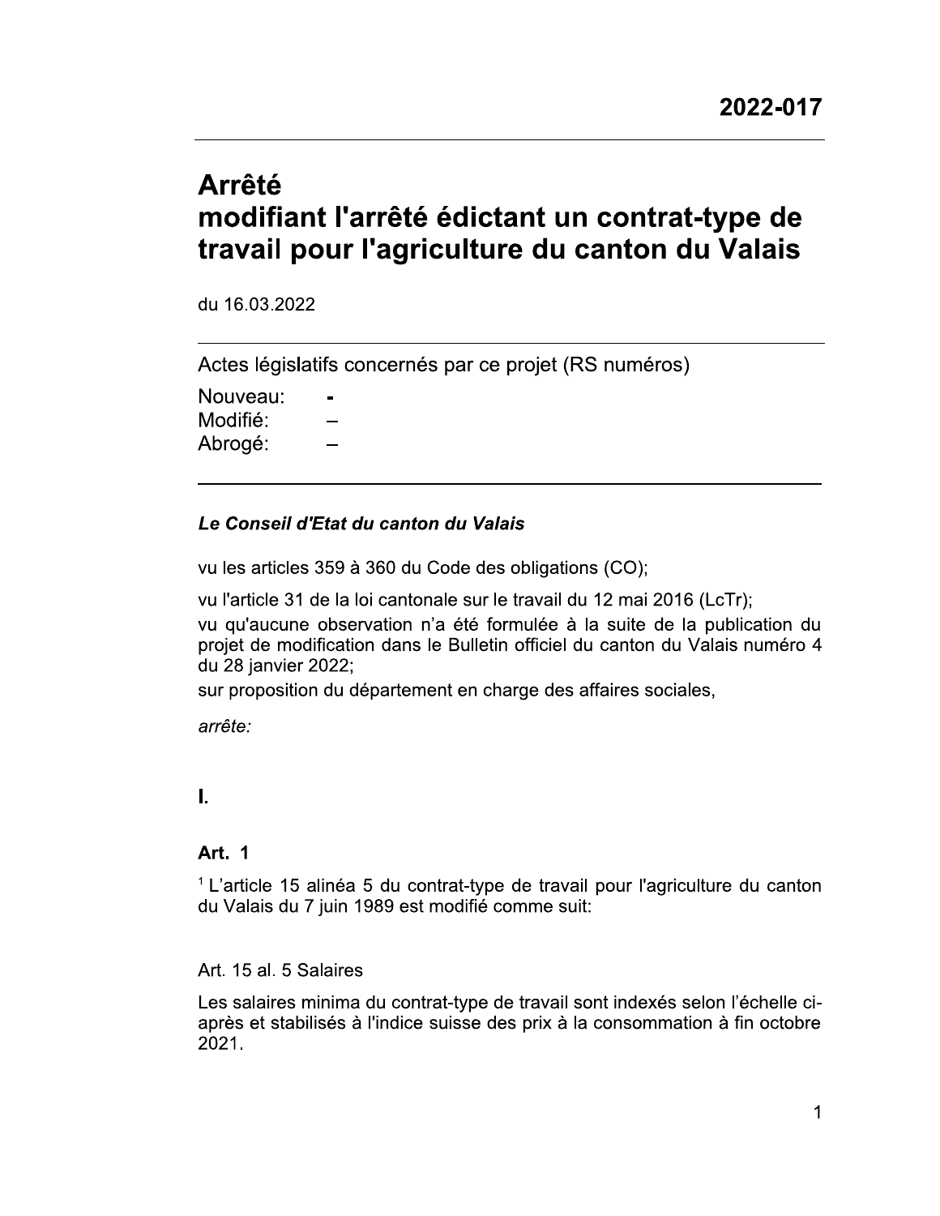2022-017

# Arrêté modifiant l'arrêté édictant un contrat-type de travail pour l'agriculture du canton du Valais

du 16.03.2022

Actes législatifs concernés par ce projet (RS numéros)

Nouveau: -
Modifié: –
Abrogé: –

***Le Conseil d'Etat du canton du Valais***

vu les articles 359 à 360 du Code des obligations (CO);

vu l'article 31 de la loi cantonale sur le travail du 12 mai 2016 (LcTr);

vu qu'aucune observation n'a été formulée à la suite de la publication du projet de modification dans le Bulletin officiel du canton du Valais numéro 4 du 28 janvier 2022;

sur proposition du département en charge des affaires sociales,

*arrête:*

## I.

### Art. 1

[1] L'article 15 alinéa 5 du contrat-type de travail pour l'agriculture du canton du Valais du 7 juin 1989 est modifié comme suit:

Art. 15 al. 5 Salaires

Les salaires minima du contrat-type de travail sont indexés selon l'échelle ci-après et stabilisés à l'indice suisse des prix à la consommation à fin octobre 2021.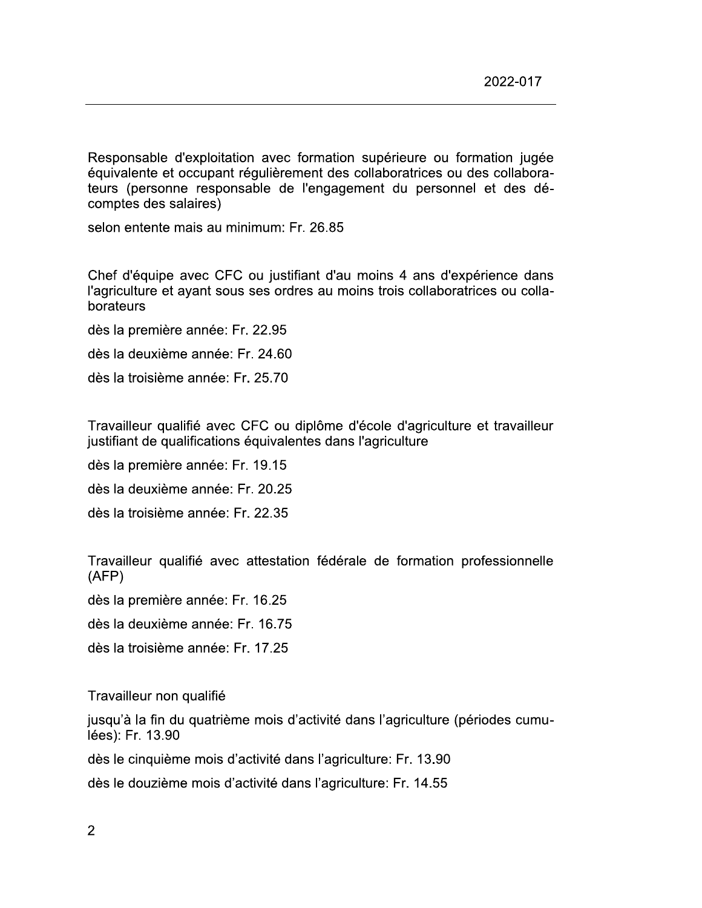Responsable d'exploitation avec formation supérieure ou formation jugée équivalente et occupant régulièrement des collaboratrices ou des collaborateurs (personne responsable de l'engagement du personnel et des décomptes des salaires)

selon entente mais au minimum: Fr. 26.85

Chef d'équipe avec CFC ou justifiant d'au moins 4 ans d'expérience dans l'agriculture et ayant sous ses ordres au moins trois collaboratrices ou collaborateurs

dès la première année: Fr. 22.95

dès la deuxième année: Fr. 24.60

dès la troisième année: Fr. 25.70

Travailleur qualifié avec CFC ou diplôme d'école d'agriculture et travailleur justifiant de qualifications équivalentes dans l'agriculture

dès la première année: Fr. 19.15

dès la deuxième année: Fr. 20.25

dès la troisième année: Fr. 22.35

Travailleur qualifié avec attestation fédérale de formation professionnelle (AFP)

dès la première année: Fr. 16.25

dès la deuxième année: Fr. 16.75

dès la troisième année: Fr. 17.25

Travailleur non qualifié

jusqu'à la fin du quatrième mois d'activité dans l'agriculture (périodes cumulées): Fr. 13.90

dès le cinquième mois d'activité dans l'agriculture: Fr. 13.90

dès le douzième mois d'activité dans l'agriculture: Fr. 14.55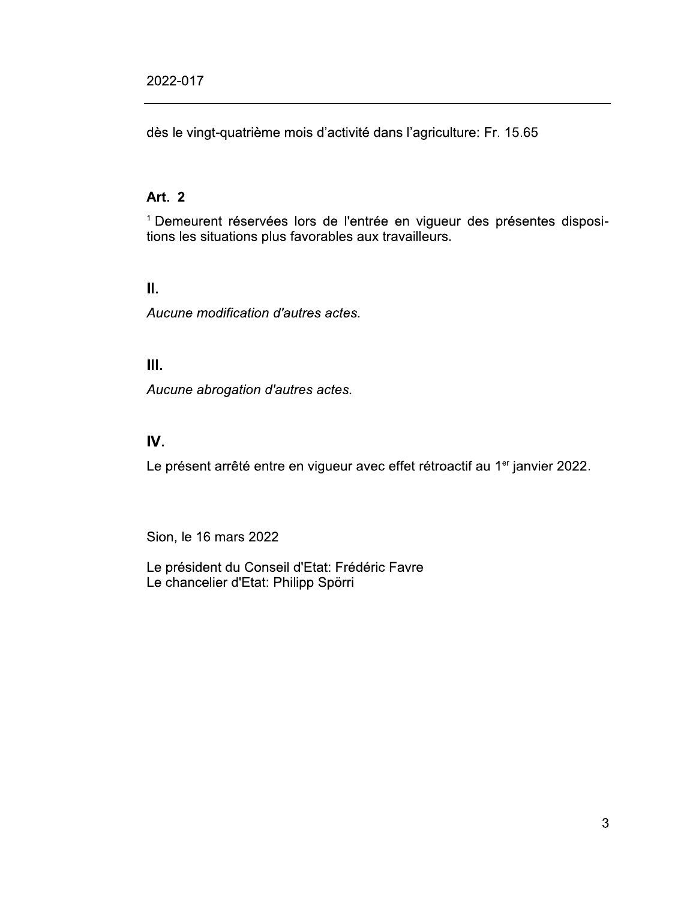dès le vingt-quatrième mois d'activité dans l'agriculture: Fr. 15.65

## Art. 2

[1] Demeurent réservées lors de l'entrée en vigueur des présentes dispositions les situations plus favorables aux travailleurs.

## II.

*Aucune modification d'autres actes.*

## III.

*Aucune abrogation d'autres actes.*

## IV.

Le présent arrêté entre en vigueur avec effet rétroactif au 1er janvier 2022.

Sion, le 16 mars 2022

Le président du Conseil d'Etat: Frédéric Favre
Le chancelier d'Etat: Philipp Spörri